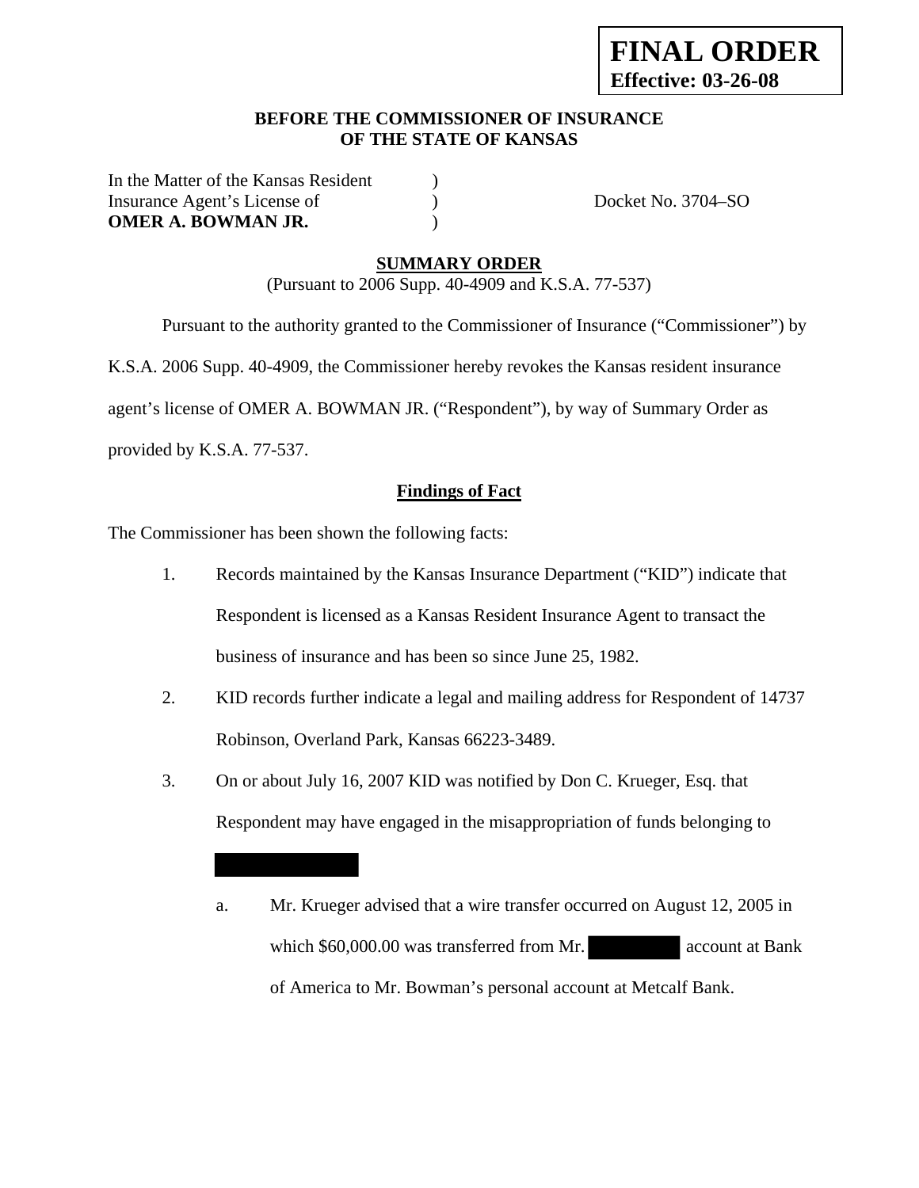**FINAL ORDER**
**Effective: 03-26-08**

**BEFORE THE COMMISSIONER OF INSURANCE**
**OF THE STATE OF KANSAS**

In the Matter of the Kansas Resident )
Insurance Agent's License of ) Docket No. 3704–SO
**OMER A. BOWMAN JR.** )

**SUMMARY ORDER**

(Pursuant to 2006 Supp. 40-4909 and K.S.A. 77-537)

Pursuant to the authority granted to the Commissioner of Insurance ("Commissioner") by K.S.A. 2006 Supp. 40-4909, the Commissioner hereby revokes the Kansas resident insurance agent's license of OMER A. BOWMAN JR. ("Respondent"), by way of Summary Order as provided by K.S.A. 77-537.

**Findings of Fact**

The Commissioner has been shown the following facts:

1. Records maintained by the Kansas Insurance Department ("KID") indicate that Respondent is licensed as a Kansas Resident Insurance Agent to transact the business of insurance and has been so since June 25, 1982.

2. KID records further indicate a legal and mailing address for Respondent of 14737 Robinson, Overland Park, Kansas 66223-3489.

3. On or about July 16, 2007 KID was notified by Don C. Krueger, Esq. that Respondent may have engaged in the misappropriation of funds belonging to [REDACTED]

   a. Mr. Krueger advised that a wire transfer occurred on August 12, 2005 in which $60,000.00 was transferred from Mr. [REDACTED] account at Bank of America to Mr. Bowman's personal account at Metcalf Bank.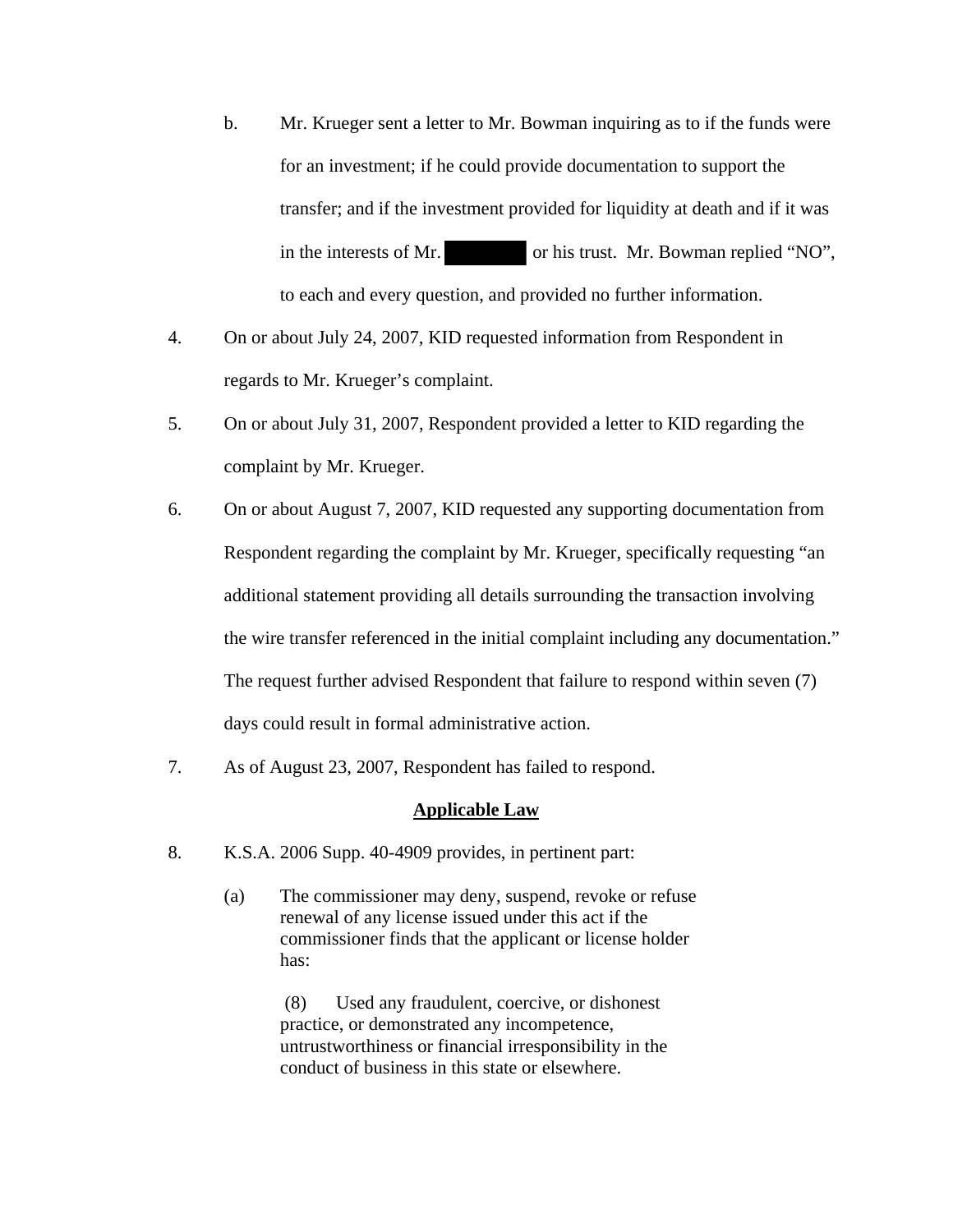b. Mr. Krueger sent a letter to Mr. Bowman inquiring as to if the funds were for an investment; if he could provide documentation to support the transfer; and if the investment provided for liquidity at death and if it was in the interests of Mr. [REDACTED] or his trust. Mr. Bowman replied "NO", to each and every question, and provided no further information.

4. On or about July 24, 2007, KID requested information from Respondent in regards to Mr. Krueger's complaint.

5. On or about July 31, 2007, Respondent provided a letter to KID regarding the complaint by Mr. Krueger.

6. On or about August 7, 2007, KID requested any supporting documentation from Respondent regarding the complaint by Mr. Krueger, specifically requesting "an additional statement providing all details surrounding the transaction involving the wire transfer referenced in the initial complaint including any documentation." The request further advised Respondent that failure to respond within seven (7) days could result in formal administrative action.

7. As of August 23, 2007, Respondent has failed to respond.

## Applicable Law

8. K.S.A. 2006 Supp. 40-4909 provides, in pertinent part:

   (a) The commissioner may deny, suspend, revoke or refuse renewal of any license issued under this act if the commissioner finds that the applicant or license holder has:

      (8) Used any fraudulent, coercive, or dishonest practice, or demonstrated any incompetence, untrustworthiness or financial irresponsibility in the conduct of business in this state or elsewhere.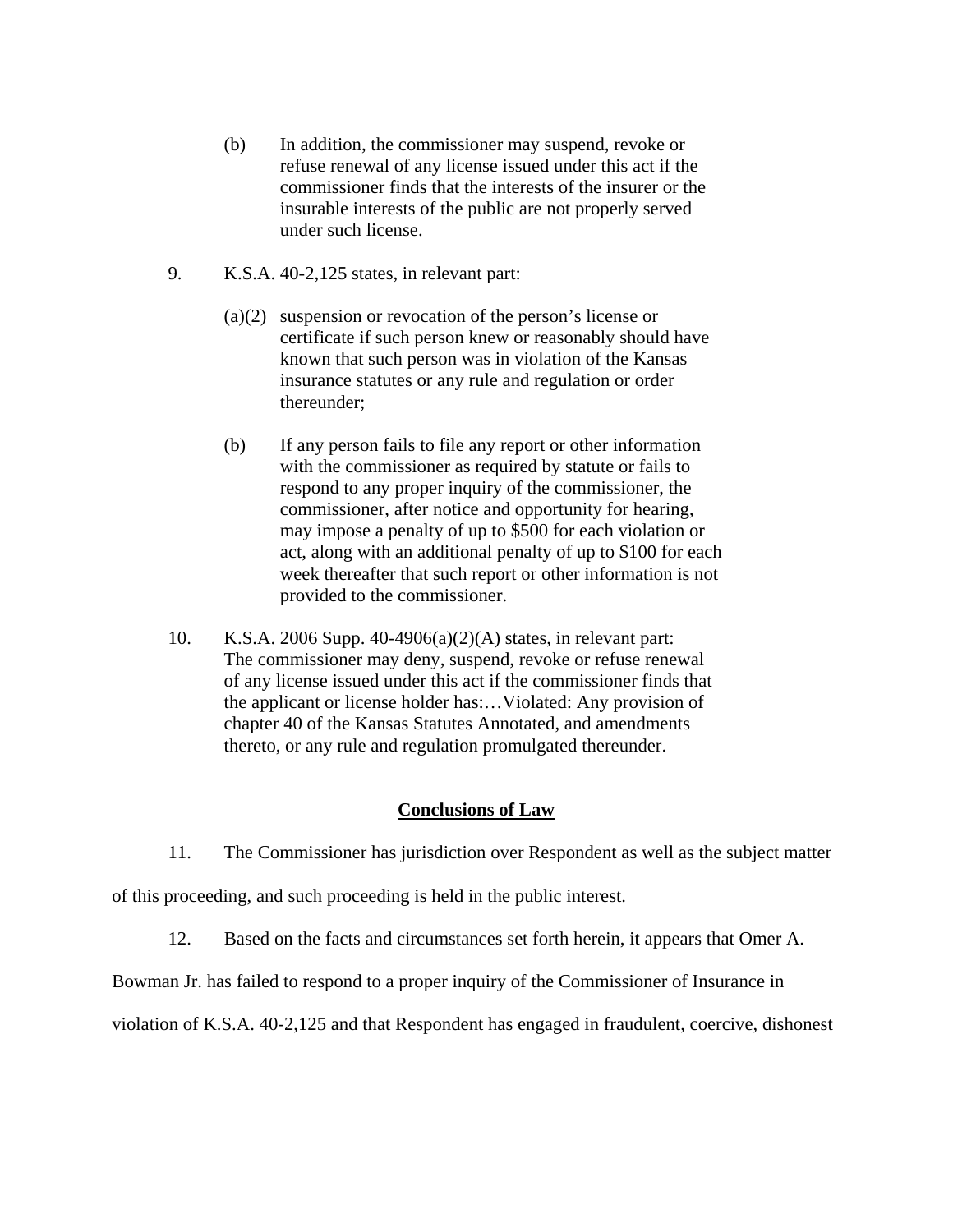(b) In addition, the commissioner may suspend, revoke or refuse renewal of any license issued under this act if the commissioner finds that the interests of the insurer or the insurable interests of the public are not properly served under such license.

9. K.S.A. 40-2,125 states, in relevant part:

(a)(2) suspension or revocation of the person's license or certificate if such person knew or reasonably should have known that such person was in violation of the Kansas insurance statutes or any rule and regulation or order thereunder;

(b) If any person fails to file any report or other information with the commissioner as required by statute or fails to respond to any proper inquiry of the commissioner, the commissioner, after notice and opportunity for hearing, may impose a penalty of up to $500 for each violation or act, along with an additional penalty of up to $100 for each week thereafter that such report or other information is not provided to the commissioner.

10. K.S.A. 2006 Supp. 40-4906(a)(2)(A) states, in relevant part: The commissioner may deny, suspend, revoke or refuse renewal of any license issued under this act if the commissioner finds that the applicant or license holder has:…Violated: Any provision of chapter 40 of the Kansas Statutes Annotated, and amendments thereto, or any rule and regulation promulgated thereunder.

## Conclusions of Law

11. The Commissioner has jurisdiction over Respondent as well as the subject matter of this proceeding, and such proceeding is held in the public interest.

12. Based on the facts and circumstances set forth herein, it appears that Omer A. Bowman Jr. has failed to respond to a proper inquiry of the Commissioner of Insurance in violation of K.S.A. 40-2,125 and that Respondent has engaged in fraudulent, coercive, dishonest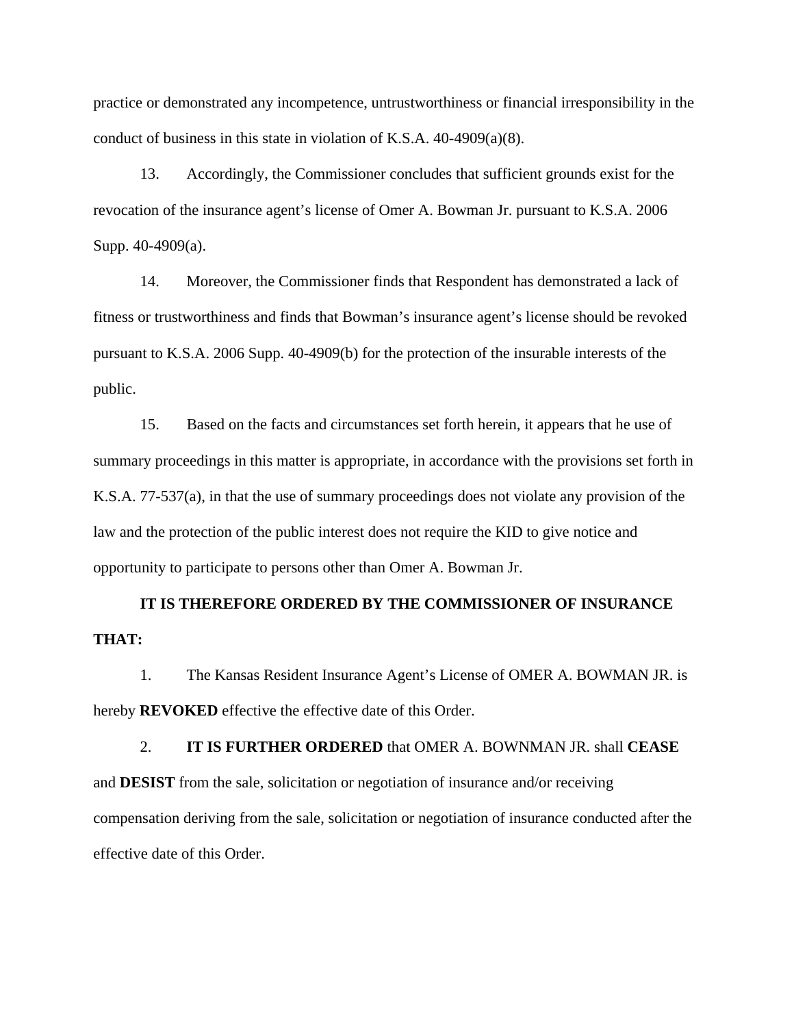practice or demonstrated any incompetence, untrustworthiness or financial irresponsibility in the conduct of business in this state in violation of K.S.A. 40-4909(a)(8).

13. Accordingly, the Commissioner concludes that sufficient grounds exist for the revocation of the insurance agent's license of Omer A. Bowman Jr. pursuant to K.S.A. 2006 Supp. 40-4909(a).

14. Moreover, the Commissioner finds that Respondent has demonstrated a lack of fitness or trustworthiness and finds that Bowman's insurance agent's license should be revoked pursuant to K.S.A. 2006 Supp. 40-4909(b) for the protection of the insurable interests of the public.

15. Based on the facts and circumstances set forth herein, it appears that he use of summary proceedings in this matter is appropriate, in accordance with the provisions set forth in K.S.A. 77-537(a), in that the use of summary proceedings does not violate any provision of the law and the protection of the public interest does not require the KID to give notice and opportunity to participate to persons other than Omer A. Bowman Jr.

**IT IS THEREFORE ORDERED BY THE COMMISSIONER OF INSURANCE THAT:**

1. The Kansas Resident Insurance Agent's License of OMER A. BOWMAN JR. is hereby **REVOKED** effective the effective date of this Order.

2. **IT IS FURTHER ORDERED** that OMER A. BOWNMAN JR. shall **CEASE** and **DESIST** from the sale, solicitation or negotiation of insurance and/or receiving compensation deriving from the sale, solicitation or negotiation of insurance conducted after the effective date of this Order.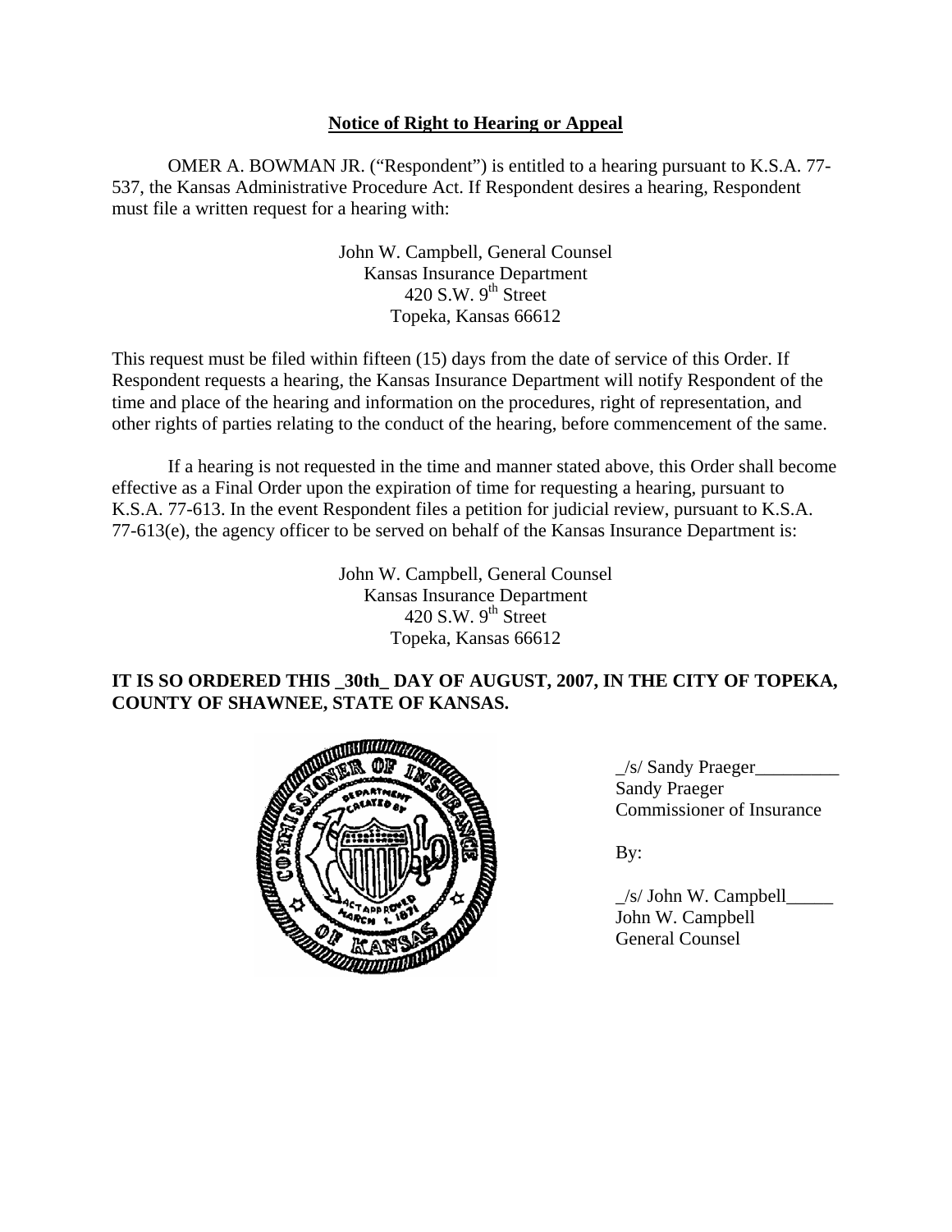**Notice of Right to Hearing or Appeal**

OMER A. BOWMAN JR. ("Respondent") is entitled to a hearing pursuant to K.S.A. 77-537, the Kansas Administrative Procedure Act. If Respondent desires a hearing, Respondent must file a written request for a hearing with:

John W. Campbell, General Counsel
Kansas Insurance Department
420 S.W. 9th Street
Topeka, Kansas 66612

This request must be filed within fifteen (15) days from the date of service of this Order. If Respondent requests a hearing, the Kansas Insurance Department will notify Respondent of the time and place of the hearing and information on the procedures, right of representation, and other rights of parties relating to the conduct of the hearing, before commencement of the same.

If a hearing is not requested in the time and manner stated above, this Order shall become effective as a Final Order upon the expiration of time for requesting a hearing, pursuant to K.S.A. 77-613. In the event Respondent files a petition for judicial review, pursuant to K.S.A. 77-613(e), the agency officer to be served on behalf of the Kansas Insurance Department is:

John W. Campbell, General Counsel
Kansas Insurance Department
420 S.W. 9th Street
Topeka, Kansas 66612

**IT IS SO ORDERED THIS _30th_ DAY OF AUGUST, 2007, IN THE CITY OF TOPEKA, COUNTY OF SHAWNEE, STATE OF KANSAS.**

_/s/ Sandy Praeger_________
Sandy Praeger
Commissioner of Insurance

By:

_/s/ John W. Campbell_____
John W. Campbell
General Counsel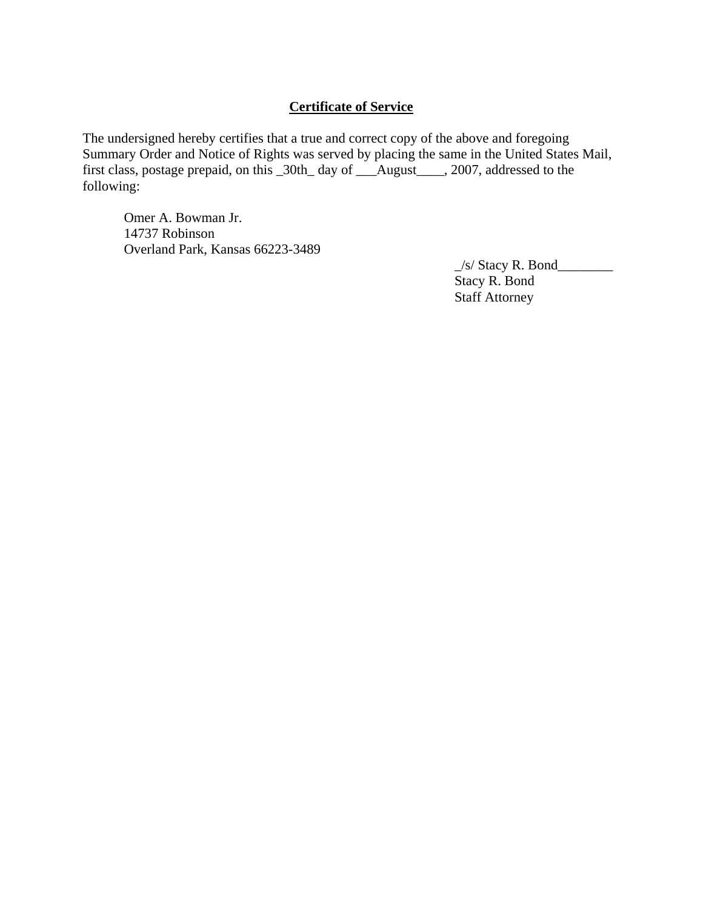**Certificate of Service**

The undersigned hereby certifies that a true and correct copy of the above and foregoing Summary Order and Notice of Rights was served by placing the same in the United States Mail, first class, postage prepaid, on this _30th_ day of ___August____, 2007, addressed to the following:

Omer A. Bowman Jr.
14737 Robinson
Overland Park, Kansas 66223-3489

_/s/ Stacy R. Bond________
Stacy R. Bond
Staff Attorney